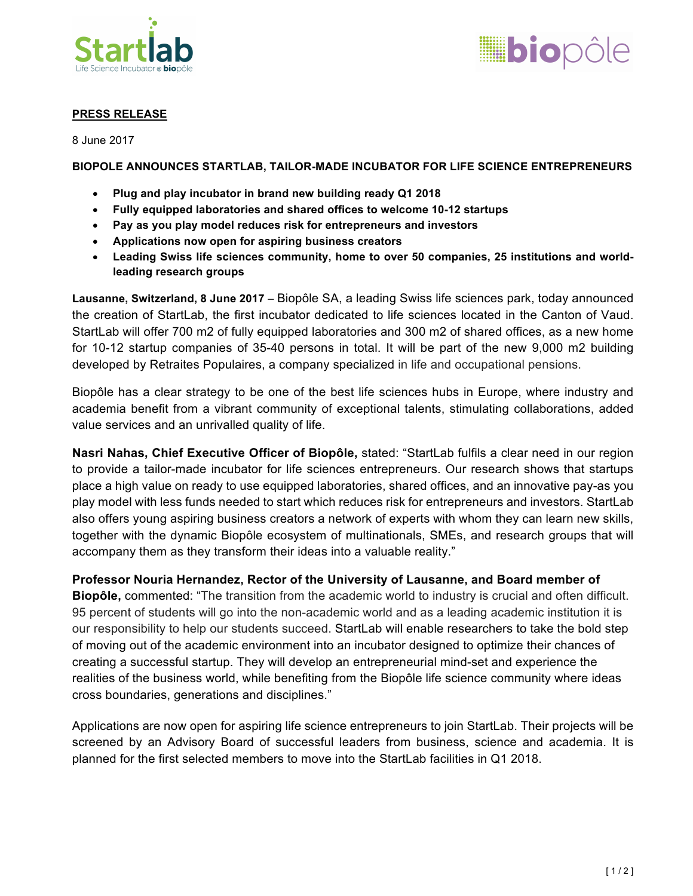**PRESS RELEASE**

8 June 2017

**BIOPOLE ANNOUNCES STARTLAB, TAILOR-MADE INCUBATOR FOR LIFE SCIENCE ENTREPRENEURS**

- **Plug and play incubator in brand new building ready Q1 2018**
- **Fully equipped laboratories and shared offices to welcome 10-12 startups**
- **Pay as you play model reduces risk for entrepreneurs and investors**
- **Applications now open for aspiring business creators**
- **Leading Swiss life sciences community, home to over 50 companies, 25 institutions and world-leading research groups**

**Lausanne, Switzerland, 8 June 2017** – Biopôle SA, a leading Swiss life sciences park, today announced the creation of StartLab, the first incubator dedicated to life sciences located in the Canton of Vaud. StartLab will offer 700 m2 of fully equipped laboratories and 300 m2 of shared offices, as a new home for 10-12 startup companies of 35-40 persons in total. It will be part of the new 9,000 m2 building developed by Retraites Populaires, a company specialized in life and occupational pensions.

Biopôle has a clear strategy to be one of the best life sciences hubs in Europe, where industry and academia benefit from a vibrant community of exceptional talents, stimulating collaborations, added value services and an unrivalled quality of life.

**Nasri Nahas, Chief Executive Officer of Biopôle,** stated: "StartLab fulfils a clear need in our region to provide a tailor-made incubator for life sciences entrepreneurs. Our research shows that startups place a high value on ready to use equipped laboratories, shared offices, and an innovative pay-as you play model with less funds needed to start which reduces risk for entrepreneurs and investors. StartLab also offers young aspiring business creators a network of experts with whom they can learn new skills, together with the dynamic Biopôle ecosystem of multinationals, SMEs, and research groups that will accompany them as they transform their ideas into a valuable reality."

**Professor Nouria Hernandez, Rector of the University of Lausanne, and Board member of Biopôle,** commented: "The transition from the academic world to industry is crucial and often difficult. 95 percent of students will go into the non-academic world and as a leading academic institution it is our responsibility to help our students succeed. StartLab will enable researchers to take the bold step of moving out of the academic environment into an incubator designed to optimize their chances of creating a successful startup. They will develop an entrepreneurial mind-set and experience the realities of the business world, while benefiting from the Biopôle life science community where ideas cross boundaries, generations and disciplines."

Applications are now open for aspiring life science entrepreneurs to join StartLab. Their projects will be screened by an Advisory Board of successful leaders from business, science and academia. It is planned for the first selected members to move into the StartLab facilities in Q1 2018.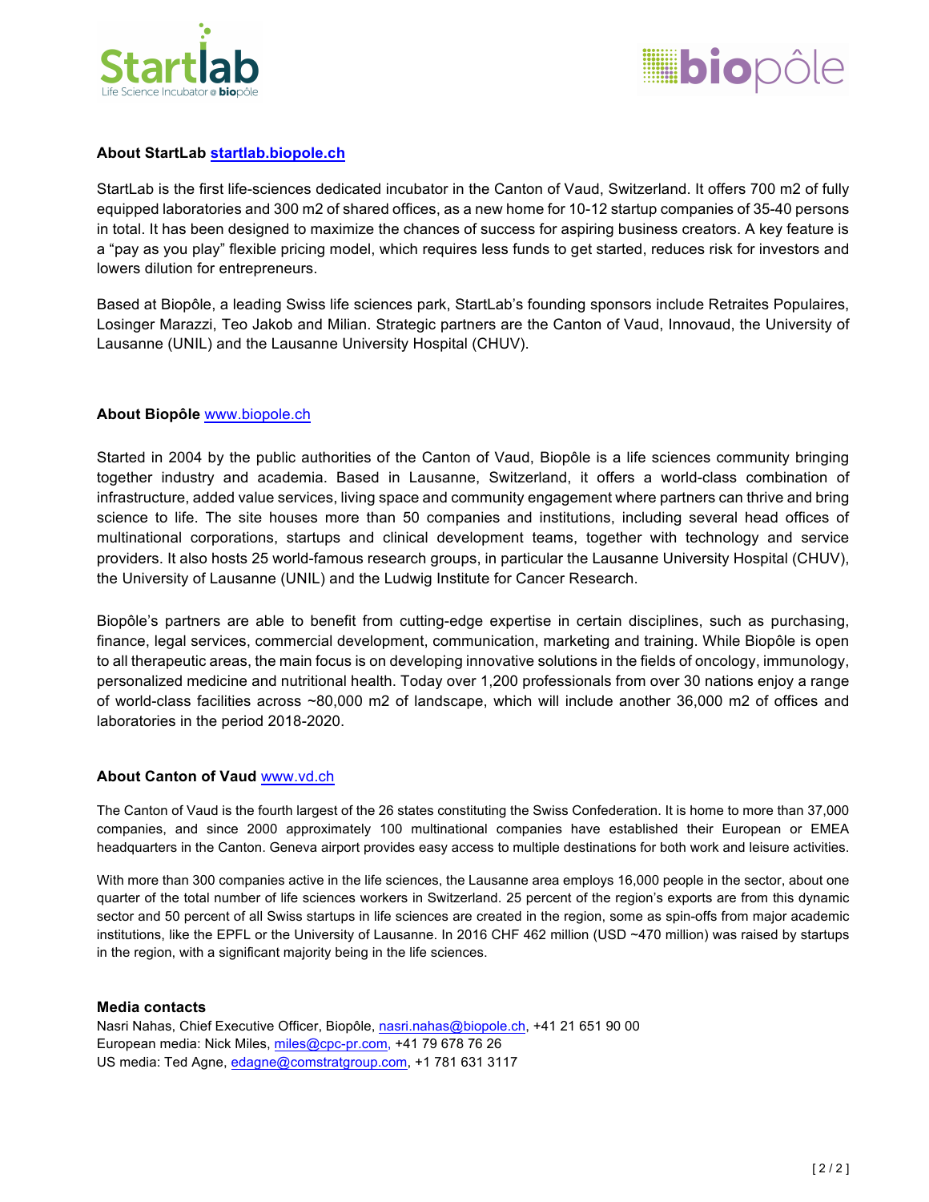**About StartLab** startlab.biopole.ch

StartLab is the first life-sciences dedicated incubator in the Canton of Vaud, Switzerland. It offers 700 m2 of fully equipped laboratories and 300 m2 of shared offices, as a new home for 10-12 startup companies of 35-40 persons in total. It has been designed to maximize the chances of success for aspiring business creators. A key feature is a "pay as you play" flexible pricing model, which requires less funds to get started, reduces risk for investors and lowers dilution for entrepreneurs.

Based at Biopôle, a leading Swiss life sciences park, StartLab's founding sponsors include Retraites Populaires, Losinger Marazzi, Teo Jakob and Milian. Strategic partners are the Canton of Vaud, Innovaud, the University of Lausanne (UNIL) and the Lausanne University Hospital (CHUV).

**About Biopôle** www.biopole.ch

Started in 2004 by the public authorities of the Canton of Vaud, Biopôle is a life sciences community bringing together industry and academia. Based in Lausanne, Switzerland, it offers a world-class combination of infrastructure, added value services, living space and community engagement where partners can thrive and bring science to life. The site houses more than 50 companies and institutions, including several head offices of multinational corporations, startups and clinical development teams, together with technology and service providers. It also hosts 25 world-famous research groups, in particular the Lausanne University Hospital (CHUV), the University of Lausanne (UNIL) and the Ludwig Institute for Cancer Research.

Biopôle's partners are able to benefit from cutting-edge expertise in certain disciplines, such as purchasing, finance, legal services, commercial development, communication, marketing and training. While Biopôle is open to all therapeutic areas, the main focus is on developing innovative solutions in the fields of oncology, immunology, personalized medicine and nutritional health. Today over 1,200 professionals from over 30 nations enjoy a range of world-class facilities across ~80,000 m2 of landscape, which will include another 36,000 m2 of offices and laboratories in the period 2018-2020.

**About Canton of Vaud** www.vd.ch

The Canton of Vaud is the fourth largest of the 26 states constituting the Swiss Confederation. It is home to more than 37,000 companies, and since 2000 approximately 100 multinational companies have established their European or EMEA headquarters in the Canton. Geneva airport provides easy access to multiple destinations for both work and leisure activities.

With more than 300 companies active in the life sciences, the Lausanne area employs 16,000 people in the sector, about one quarter of the total number of life sciences workers in Switzerland. 25 percent of the region's exports are from this dynamic sector and 50 percent of all Swiss startups in life sciences are created in the region, some as spin-offs from major academic institutions, like the EPFL or the University of Lausanne. In 2016 CHF 462 million (USD ~470 million) was raised by startups in the region, with a significant majority being in the life sciences.

**Media contacts**

Nasri Nahas, Chief Executive Officer, Biopôle, nasri.nahas@biopole.ch, +41 21 651 90 00
European media: Nick Miles, miles@cpc-pr.com, +41 79 678 76 26
US media: Ted Agne, edagne@comstratgroup.com, +1 781 631 3117